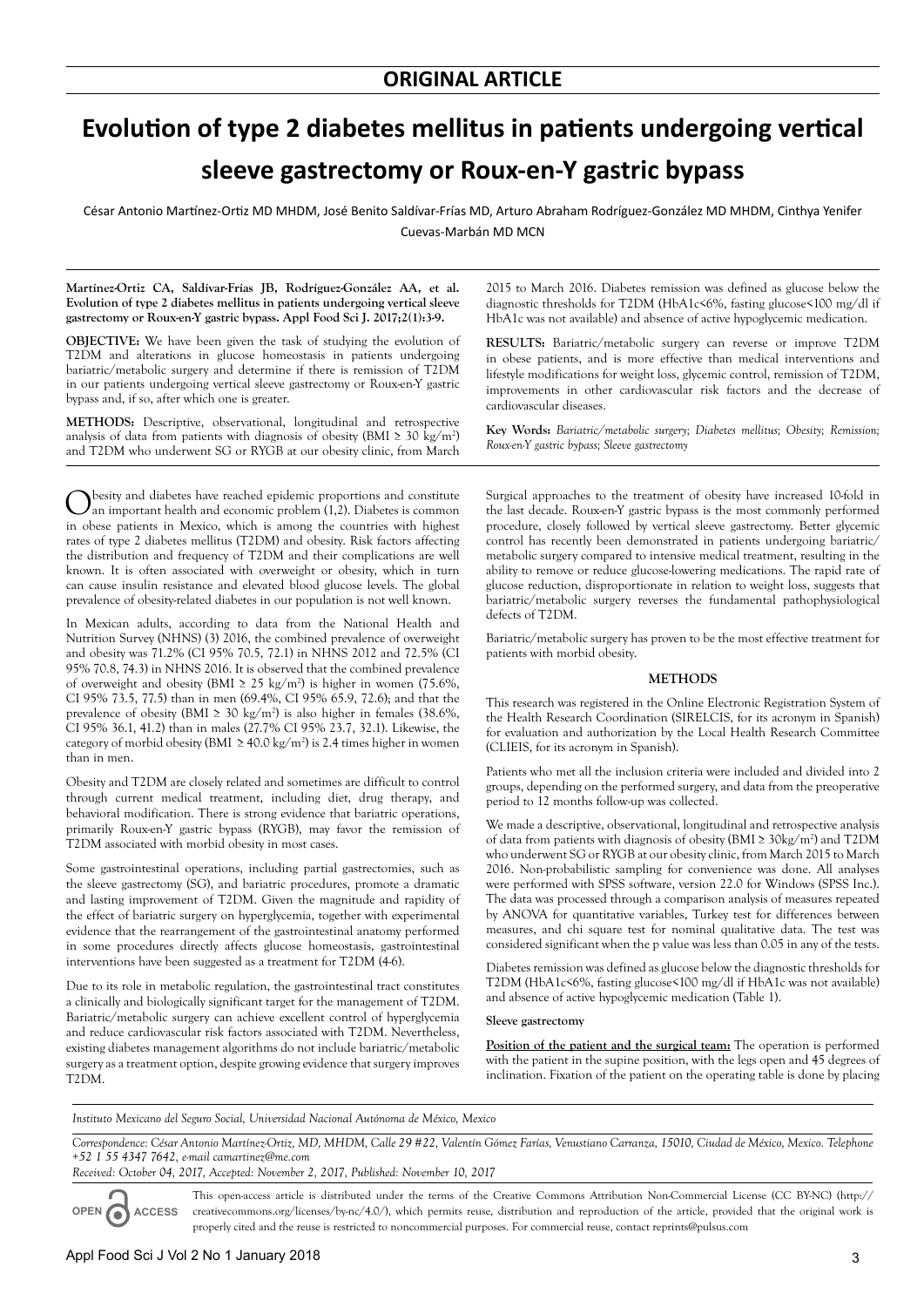## ORIGINAL ARTICLE

# Evolution of type 2 diabetes mellitus in patients undergoing vertical sleeve gastrectomy or Roux-en-Y gastric bypass

César Antonio Martínez-Ortiz MD MHDM, José Benito Saldívar-Frías MD, Arturo Abraham Rodríguez-González MD MHDM, Cinthya Yenifer Cuevas-Marbán MD MCN

**Martínez-Ortiz CA, Saldívar-Frías JB, Rodríguez-González AA, et al. Evolution of type 2 diabetes mellitus in patients undergoing vertical sleeve gastrectomy or Roux-en-Y gastric bypass. Appl Food Sci J. 2017;2(1):3-9.**

**OBJECTIVE:** We have been given the task of studying the evolution of T2DM and alterations in glucose homeostasis in patients undergoing bariatric/metabolic surgery and determine if there is remission of T2DM in our patients undergoing vertical sleeve gastrectomy or Roux-en-Y gastric bypass and, if so, after which one is greater.

**METHODS:** Descriptive, observational, longitudinal and retrospective analysis of data from patients with diagnosis of obesity (BMI ≥ 30 kg/m$^2$) and T2DM who underwent SG or RYGB at our obesity clinic, from March 2015 to March 2016. Diabetes remission was defined as glucose below the diagnostic thresholds for T2DM (HbA1c<6%, fasting glucose<100 mg/dl if HbA1c was not available) and absence of active hypoglycemic medication.

**RESULTS:** Bariatric/metabolic surgery can reverse or improve T2DM in obese patients, and is more effective than medical interventions and lifestyle modifications for weight loss, glycemic control, remission of T2DM, improvements in other cardiovascular risk factors and the decrease of cardiovascular diseases.

**Key Words:** *Bariatric/metabolic surgery; Diabetes mellitus; Obesity; Remission; Roux-en-Y gastric bypass; Sleeve gastrectomy*

Obesity and diabetes have reached epidemic proportions and constitute an important health and economic problem (1,2). Diabetes is common in obese patients in Mexico, which is among the countries with highest rates of type 2 diabetes mellitus (T2DM) and obesity. Risk factors affecting the distribution and frequency of T2DM and their complications are well known. It is often associated with overweight or obesity, which in turn can cause insulin resistance and elevated blood glucose levels. The global prevalence of obesity-related diabetes in our population is not well known.

In Mexican adults, according to data from the National Health and Nutrition Survey (NHNS) (3) 2016, the combined prevalence of overweight and obesity was 71.2% (CI 95% 70.5, 72.1) in NHNS 2012 and 72.5% (CI 95% 70.8, 74.3) in NHNS 2016. It is observed that the combined prevalence of overweight and obesity (BMI ≥ 25 kg/m$^2$) is higher in women (75.6%, CI 95% 73.5, 77.5) than in men (69.4%, CI 95% 65.9, 72.6); and that the prevalence of obesity (BMI ≥ 30 kg/m$^2$) is also higher in females (38.6%, CI 95% 36.1, 41.2) than in males (27.7% CI 95% 23.7, 32.1). Likewise, the category of morbid obesity (BMI ≥ 40.0 kg/m$^2$) is 2.4 times higher in women than in men.

Obesity and T2DM are closely related and sometimes are difficult to control through current medical treatment, including diet, drug therapy, and behavioral modification. There is strong evidence that bariatric operations, primarily Roux-en-Y gastric bypass (RYGB), may favor the remission of T2DM associated with morbid obesity in most cases.

Some gastrointestinal operations, including partial gastrectomies, such as the sleeve gastrectomy (SG), and bariatric procedures, promote a dramatic and lasting improvement of T2DM. Given the magnitude and rapidity of the effect of bariatric surgery on hyperglycemia, together with experimental evidence that the rearrangement of the gastrointestinal anatomy performed in some procedures directly affects glucose homeostasis, gastrointestinal interventions have been suggested as a treatment for T2DM (4-6).

Due to its role in metabolic regulation, the gastrointestinal tract constitutes a clinically and biologically significant target for the management of T2DM. Bariatric/metabolic surgery can achieve excellent control of hyperglycemia and reduce cardiovascular risk factors associated with T2DM. Nevertheless, existing diabetes management algorithms do not include bariatric/metabolic surgery as a treatment option, despite growing evidence that surgery improves T2DM.

Surgical approaches to the treatment of obesity have increased 10-fold in the last decade. Roux-en-Y gastric bypass is the most commonly performed procedure, closely followed by vertical sleeve gastrectomy. Better glycemic control has recently been demonstrated in patients undergoing bariatric/metabolic surgery compared to intensive medical treatment, resulting in the ability to remove or reduce glucose-lowering medications. The rapid rate of glucose reduction, disproportionate in relation to weight loss, suggests that bariatric/metabolic surgery reverses the fundamental pathophysiological defects of T2DM.

Bariatric/metabolic surgery has proven to be the most effective treatment for patients with morbid obesity.

## METHODS

This research was registered in the Online Electronic Registration System of the Health Research Coordination (SIRELCIS, for its acronym in Spanish) for evaluation and authorization by the Local Health Research Committee (CLIEIS, for its acronym in Spanish).

Patients who met all the inclusion criteria were included and divided into 2 groups, depending on the performed surgery, and data from the preoperative period to 12 months follow-up was collected.

We made a descriptive, observational, longitudinal and retrospective analysis of data from patients with diagnosis of obesity (BMI ≥ 30kg/m$^2$) and T2DM who underwent SG or RYGB at our obesity clinic, from March 2015 to March 2016. Non-probabilistic sampling for convenience was done. All analyses were performed with SPSS software, version 22.0 for Windows (SPSS Inc.). The data was processed through a comparison analysis of measures repeated by ANOVA for quantitative variables, Turkey test for differences between measures, and chi square test for nominal qualitative data. The test was considered significant when the p value was less than 0.05 in any of the tests.

Diabetes remission was defined as glucose below the diagnostic thresholds for T2DM (HbA1c<6%, fasting glucose<100 mg/dl if HbA1c was not available) and absence of active hypoglycemic medication (Table 1).

**Sleeve gastrectomy**

**Position of the patient and the surgical team:** The operation is performed with the patient in the supine position, with the legs open and 45 degrees of inclination. Fixation of the patient on the operating table is done by placing

*Instituto Mexicano del Seguro Social, Universidad Nacional Autónoma de México, Mexico*

*Correspondence: César Antonio Martínez-Ortiz, MD, MHDM, Calle 29 #22, Valentín Gómez Farías, Venustiano Carranza, 15010, Ciudad de México, Mexico. Telephone +52 1 55 4347 7642, e-mail camartinez@me.com*

*Received: October 04, 2017, Accepted: November 2, 2017, Published: November 10, 2017*

This open-access article is distributed under the terms of the Creative Commons Attribution Non-Commercial License (CC BY-NC) (http://creativecommons.org/licenses/by-nc/4.0/), which permits reuse, distribution and reproduction of the article, provided that the original work is properly cited and the reuse is restricted to noncommercial purposes. For commercial reuse, contact reprints@pulsus.com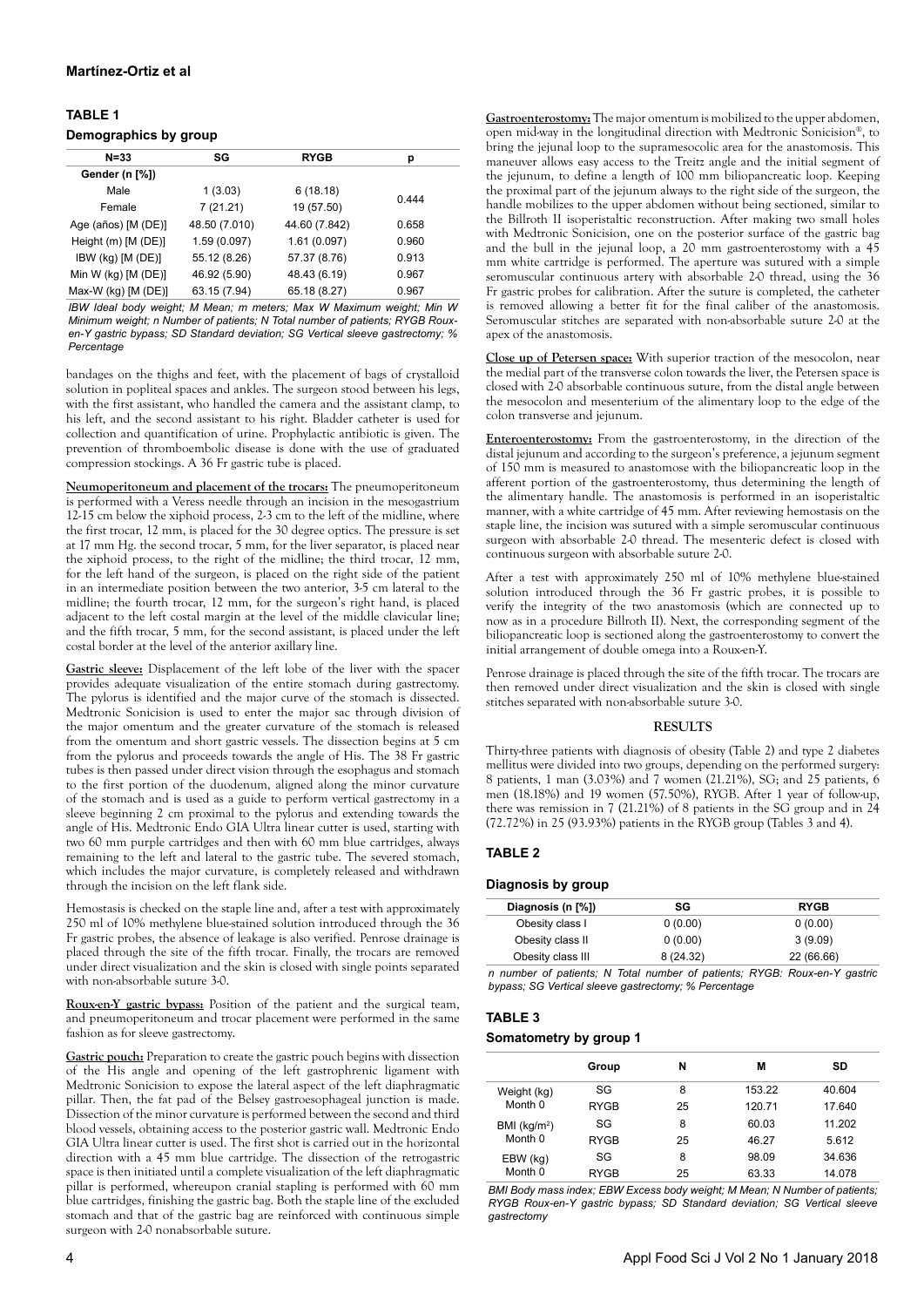**TABLE 1**

**Demographics by group**

| N=33 | SG | RYGB | p |
|---|---|---|---|
| Gender (n [%]) | | | |
| Male | 1 (3.03) | 6 (18.18) | 0.444 |
| Female | 7 (21.21) | 19 (57.50) | |
| Age (años) [M (DE)] | 48.50 (7.010) | 44.60 (7.842) | 0.658 |
| Height (m) [M (DE)] | 1.59 (0.097) | 1.61 (0.097) | 0.960 |
| IBW (kg) [M (DE)] | 55.12 (8.26) | 57.37 (8.76) | 0.913 |
| Min W (kg) [M (DE)] | 46.92 (5.90) | 48.43 (6.19) | 0.967 |
| Max-W (kg) [M (DE)] | 63.15 (7.94) | 65.18 (8.27) | 0.967 |

*IBW Ideal body weight; M Mean; m meters; Max W Maximum weight; Min W Minimum weight; n Number of patients; N Total number of patients; RYGB Roux-en-Y gastric bypass; SD Standard deviation; SG Vertical sleeve gastrectomy; % Percentage*

bandages on the thighs and feet, with the placement of bags of crystalloid solution in popliteal spaces and ankles. The surgeon stood between his legs, with the first assistant, who handled the camera and the assistant clamp, to his left, and the second assistant to his right. Bladder catheter is used for collection and quantification of urine. Prophylactic antibiotic is given. The prevention of thromboembolic disease is done with the use of graduated compression stockings. A 36 Fr gastric tube is placed.

**Neumoperitoneum and placement of the trocars:** The pneumoperitoneum is performed with a Veress needle through an incision in the mesogastrium 12-15 cm below the xiphoid process, 2-3 cm to the left of the midline, where the first trocar, 12 mm, is placed for the 30 degree optics. The pressure is set at 17 mm Hg. the second trocar, 5 mm, for the liver separator, is placed near the xiphoid process, to the right of the midline; the third trocar, 12 mm, for the left hand of the surgeon, is placed on the right side of the patient in an intermediate position between the two anterior, 3-5 cm lateral to the midline; the fourth trocar, 12 mm, for the surgeon's right hand, is placed adjacent to the left costal margin at the level of the middle clavicular line; and the fifth trocar, 5 mm, for the second assistant, is placed under the left costal border at the level of the anterior axillary line.

**Gastric sleeve:** Displacement of the left lobe of the liver with the spacer provides adequate visualization of the entire stomach during gastrectomy. The pylorus is identified and the major curve of the stomach is dissected. Medtronic Sonicision is used to enter the major sac through division of the major omentum and the greater curvature of the stomach is released from the omentum and short gastric vessels. The dissection begins at 5 cm from the pylorus and proceeds towards the angle of His. The 38 Fr gastric tubes is then passed under direct vision through the esophagus and stomach to the first portion of the duodenum, aligned along the minor curvature of the stomach and is used as a guide to perform vertical gastrectomy in a sleeve beginning 2 cm proximal to the pylorus and extending towards the angle of His. Medtronic Endo GIA Ultra linear cutter is used, starting with two 60 mm purple cartridges and then with 60 mm blue cartridges, always remaining to the left and lateral to the gastric tube. The severed stomach, which includes the major curvature, is completely released and withdrawn through the incision on the left flank side.

Hemostasis is checked on the staple line and, after a test with approximately 250 ml of 10% methylene blue-stained solution introduced through the 36 Fr gastric probes, the absence of leakage is also verified. Penrose drainage is placed through the site of the fifth trocar. Finally, the trocars are removed under direct visualization and the skin is closed with single points separated with non-absorbable suture 3-0.

**Roux-en-Y gastric bypass:** Position of the patient and the surgical team, and pneumoperitoneum and trocar placement were performed in the same fashion as for sleeve gastrectomy.

**Gastric pouch:** Preparation to create the gastric pouch begins with dissection of the His angle and opening of the left gastrophrenic ligament with Medtronic Sonicision to expose the lateral aspect of the left diaphragmatic pillar. Then, the fat pad of the Belsey gastroesophageal junction is made. Dissection of the minor curvature is performed between the second and third blood vessels, obtaining access to the posterior gastric wall. Medtronic Endo GIA Ultra linear cutter is used. The first shot is carried out in the horizontal direction with a 45 mm blue cartridge. The dissection of the retrogastric space is then initiated until a complete visualization of the left diaphragmatic pillar is performed, whereupon cranial stapling is performed with 60 mm blue cartridges, finishing the gastric bag. Both the staple line of the excluded stomach and that of the gastric bag are reinforced with continuous simple surgeon with 2-0 nonabsorbable suture.

**Gastroenterostomy:** The major omentum is mobilized to the upper abdomen, open mid-way in the longitudinal direction with Medtronic Sonicision®, to bring the jejunal loop to the supramesocolic area for the anastomosis. This maneuver allows easy access to the Treitz angle and the initial segment of the jejunum, to define a length of 100 mm biliopancreatic loop. Keeping the proximal part of the jejunum always to the right side of the surgeon, the handle mobilizes to the upper abdomen without being sectioned, similar to the Billroth II isoperistaltic reconstruction. After making two small holes with Medtronic Sonicision, one on the posterior surface of the gastric bag and the bull in the jejunal loop, a 20 mm gastroenterostomy with a 45 mm white cartridge is performed. The aperture was sutured with a simple seromuscular continuous artery with absorbable 2-0 thread, using the 36 Fr gastric probes for calibration. After the suture is completed, the catheter is removed allowing a better fit for the final caliber of the anastomosis. Seromuscular stitches are separated with non-absorbable suture 2-0 at the apex of the anastomosis.

**Close up of Petersen space:** With superior traction of the mesocolon, near the medial part of the transverse colon towards the liver, the Petersen space is closed with 2-0 absorbable continuous suture, from the distal angle between the mesocolon and mesenterium of the alimentary loop to the edge of the colon transverse and jejunum.

**Enteroenterostomy:** From the gastroenterostomy, in the direction of the distal jejunum and according to the surgeon's preference, a jejunum segment of 150 mm is measured to anastomose with the biliopancreatic loop in the afferent portion of the gastroenterostomy, thus determining the length of the alimentary handle. The anastomosis is performed in an isoperistaltic manner, with a white cartridge of 45 mm. After reviewing hemostasis on the staple line, the incision was sutured with a simple seromuscular continuous surgeon with absorbable 2-0 thread. The mesenteric defect is closed with continuous surgeon with absorbable suture 2-0.

After a test with approximately 250 ml of 10% methylene blue-stained solution introduced through the 36 Fr gastric probes, it is possible to verify the integrity of the two anastomosis (which are connected up to now as in a procedure Billroth II). Next, the corresponding segment of the biliopancreatic loop is sectioned along the gastroenterostomy to convert the initial arrangement of double omega into a Roux-en-Y.

Penrose drainage is placed through the site of the fifth trocar. The trocars are then removed under direct visualization and the skin is closed with single stitches separated with non-absorbable suture 3-0.

## RESULTS

Thirty-three patients with diagnosis of obesity (Table 2) and type 2 diabetes mellitus were divided into two groups, depending on the performed surgery: 8 patients, 1 man (3.03%) and 7 women (21.21%), SG; and 25 patients, 6 men (18.18%) and 19 women (57.50%), RYGB. After 1 year of follow-up, there was remission in 7 (21.21%) of 8 patients in the SG group and in 24 (72.72%) in 25 (93.93%) patients in the RYGB group (Tables 3 and 4).

**TABLE 2**

**Diagnosis by group**

| Diagnosis (n [%]) | SG | RYGB |
|---|---|---|
| Obesity class I | 0 (0.00) | 0 (0.00) |
| Obesity class II | 0 (0.00) | 3 (9.09) |
| Obesity class III | 8 (24.32) | 22 (66.66) |

*n number of patients; N Total number of patients; RYGB: Roux-en-Y gastric bypass; SG Vertical sleeve gastrectomy; % Percentage*

**TABLE 3**

**Somatometry by group 1**

| | Group | N | M | SD |
|---|---|---|---|---|
| Weight (kg) Month 0 | SG | 8 | 153.22 | 40.604 |
| | RYGB | 25 | 120.71 | 17.640 |
| BMI (kg/m$^2$) Month 0 | SG | 8 | 60.03 | 11.202 |
| | RYGB | 25 | 46.27 | 5.612 |
| EBW (kg) Month 0 | SG | 8 | 98.09 | 34.636 |
| | RYGB | 25 | 63.33 | 14.078 |

*BMI Body mass index; EBW Excess body weight; M Mean; N Number of patients; RYGB Roux-en-Y gastric bypass; SD Standard deviation; SG Vertical sleeve gastrectomy*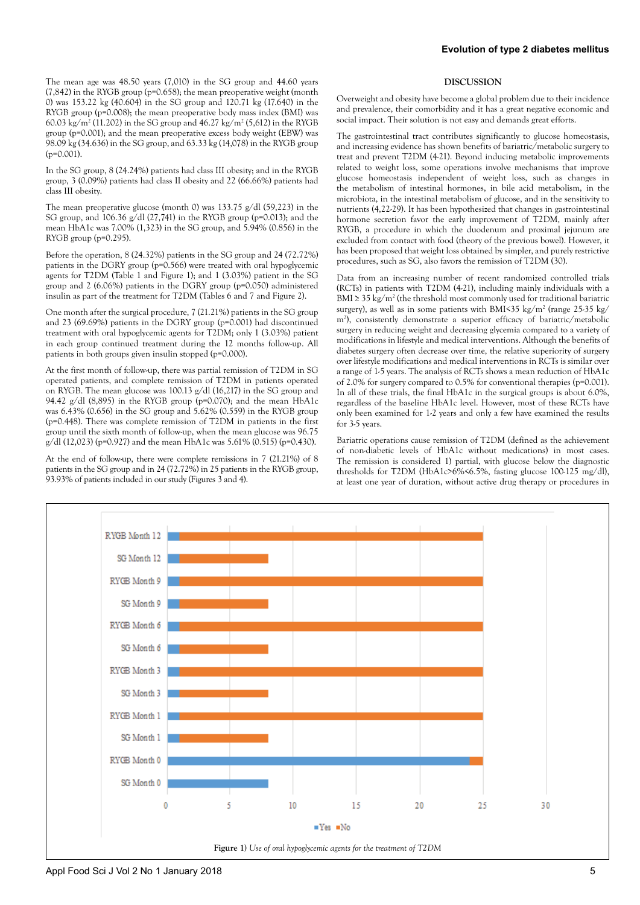The mean age was 48.50 years (7,010) in the SG group and 44.60 years (7,842) in the RYGB group (p=0.658); the mean preoperative weight (month 0) was 153.22 kg (40.604) in the SG group and 120.71 kg (17.640) in the RYGB group (p=0.008); the mean preoperative body mass index (BMI) was 60.03 kg/m$^2$ (11.202) in the SG group and 46.27 kg/m$^2$ (5,612) in the RYGB group (p=0.001); and the mean preoperative excess body weight (EBW) was 98.09 kg (34.636) in the SG group, and 63.33 kg (14,078) in the RYGB group (p=0.001).

In the SG group, 8 (24.24%) patients had class III obesity; and in the RYGB group, 3 (0.09%) patients had class II obesity and 22 (66.66%) patients had class III obesity.

The mean preoperative glucose (month 0) was 133.75 g/dl (59,223) in the SG group, and 106.36 g/dl (27,741) in the RYGB group (p=0.013); and the mean HbA1c was 7.00% (1,323) in the SG group, and 5.94% (0.856) in the RYGB group (p=0.295).

Before the operation, 8 (24.32%) patients in the SG group and 24 (72.72%) patients in the DGRY group (p=0.566) were treated with oral hypoglycemic agents for T2DM (Table 1 and Figure 1); and 1 (3.03%) patient in the SG group and 2 (6.06%) patients in the DGRY group (p=0.050) administered insulin as part of the treatment for T2DM (Tables 6 and 7 and Figure 2).

One month after the surgical procedure, 7 (21.21%) patients in the SG group and 23 (69.69%) patients in the DGRY group (p=0.001) had discontinued treatment with oral hypoglycemic agents for T2DM; only 1 (3.03%) patient in each group continued treatment during the 12 months follow-up. All patients in both groups given insulin stopped (p=0.000).

At the first month of follow-up, there was partial remission of T2DM in SG operated patients, and complete remission of T2DM in patients operated on RYGB. The mean glucose was 100.13 g/dl (16,217) in the SG group and 94.42 g/dl (8,895) in the RYGB group (p=0.070); and the mean HbA1c was 6.43% (0.656) in the SG group and 5.62% (0.559) in the RYGB group (p=0.448). There was complete remission of T2DM in patients in the first group until the sixth month of follow-up, when the mean glucose was 96.75 g/dl (12,023) (p=0.927) and the mean HbA1c was 5.61% (0.515) (p=0.430).

At the end of follow-up, there were complete remissions in 7 (21.21%) of 8 patients in the SG group and in 24 (72.72%) in 25 patients in the RYGB group, 93.93% of patients included in our study (Figures 3 and 4).

## DISCUSSION

Overweight and obesity have become a global problem due to their incidence and prevalence, their comorbidity and it has a great negative economic and social impact. Their solution is not easy and demands great efforts.

The gastrointestinal tract contributes significantly to glucose homeostasis, and increasing evidence has shown benefits of bariatric/metabolic surgery to treat and prevent T2DM (4-21). Beyond inducing metabolic improvements related to weight loss, some operations involve mechanisms that improve glucose homeostasis independent of weight loss, such as changes in the metabolism of intestinal hormones, in bile acid metabolism, in the microbiota, in the intestinal metabolism of glucose, and in the sensitivity to nutrients (4,22-29). It has been hypothesized that changes in gastrointestinal hormone secretion favor the early improvement of T2DM, mainly after RYGB, a procedure in which the duodenum and proximal jejunum are excluded from contact with food (theory of the previous bowel). However, it has been proposed that weight loss obtained by simpler, and purely restrictive procedures, such as SG, also favors the remission of T2DM (30).

Data from an increasing number of recent randomized controlled trials (RCTs) in patients with T2DM (4-21), including mainly individuals with a BMI ≥ 35 kg/m$^2$ (the threshold most commonly used for traditional bariatric surgery), as well as in some patients with BMI<35 kg/m$^2$ (range 25-35 kg/m$^2$), consistently demonstrate a superior efficacy of bariatric/metabolic surgery in reducing weight and decreasing glycemia compared to a variety of modifications in lifestyle and medical interventions. Although the benefits of diabetes surgery often decrease over time, the relative superiority of surgery over lifestyle modifications and medical interventions in RCTs is similar over a range of 1-5 years. The analysis of RCTs shows a mean reduction of HbA1c of 2.0% for surgery compared to 0.5% for conventional therapies (p=0.001). In all of these trials, the final HbA1c in the surgical groups is about 6.0%, regardless of the baseline HbA1c level. However, most of these RCTs have only been examined for 1-2 years and only a few have examined the results for 3-5 years.

Bariatric operations cause remission of T2DM (defined as the achievement of non-diabetic levels of HbA1c without medications) in most cases. The remission is considered 1) partial, with glucose below the diagnostic thresholds for T2DM (HbA1c>6%<6.5%, fasting glucose 100-125 mg/dl), at least one year of duration, without active drug therapy or procedures in

**Figure 1)** *Use of oral hypoglycemic agents for the treatment of T2DM*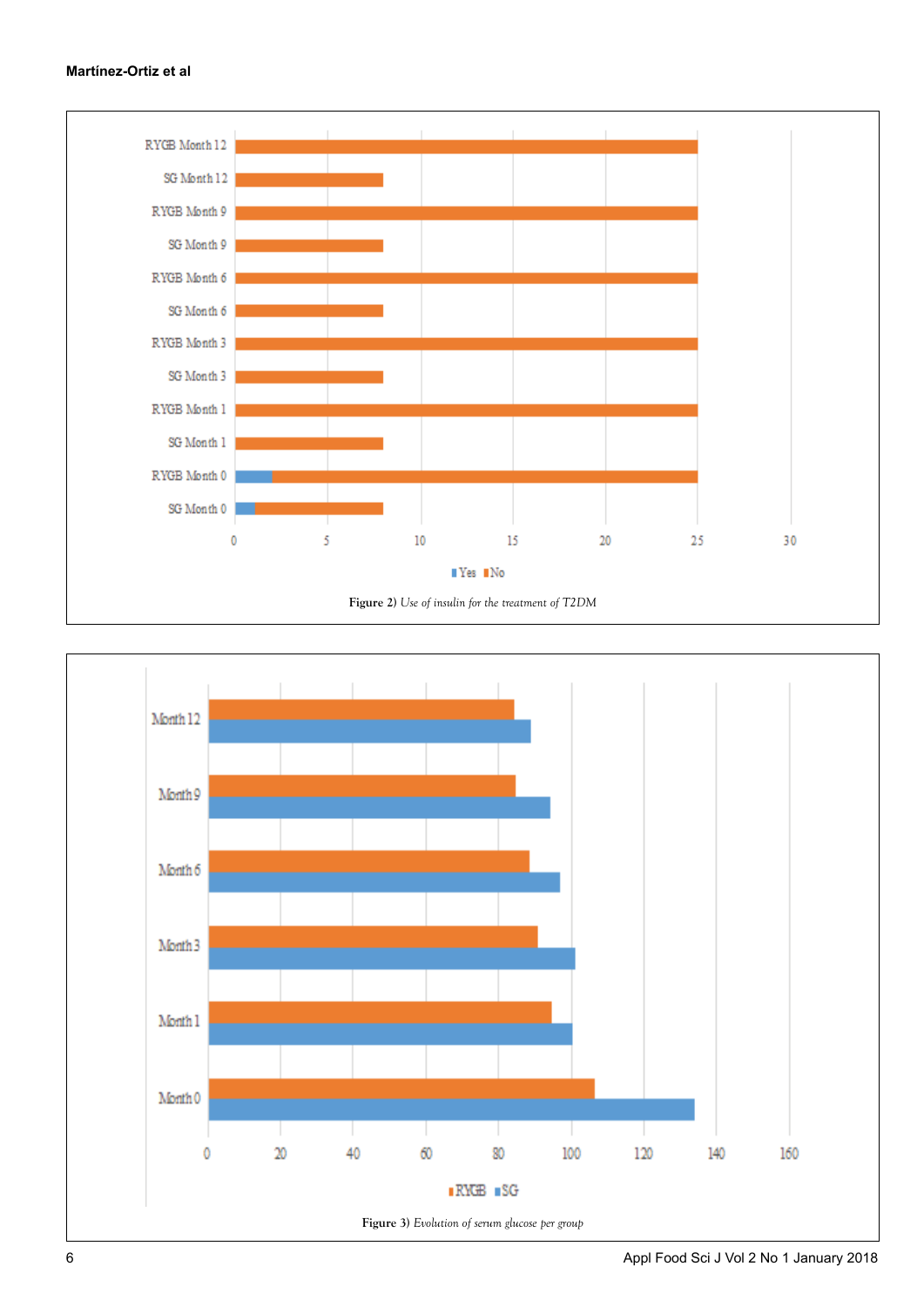**Figure 2)** *Use of insulin for the treatment of T2DM*

**Figure 3)** *Evolution of serum glucose per group*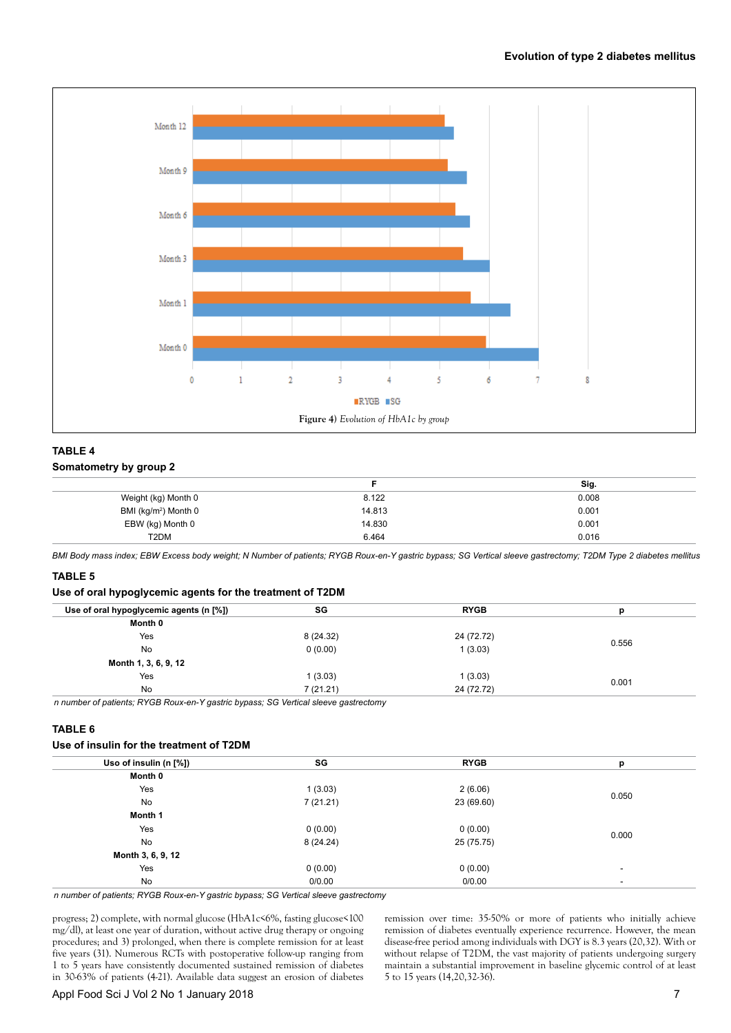Figure 4) Evolution of HbA1c by group

**TABLE 4**

**Somatometry by group 2**

| | F | Sig. |
|---|---|---|
| Weight (kg) Month 0 | 8.122 | 0.008 |
| BMI (kg/m$^2$) Month 0 | 14.813 | 0.001 |
| EBW (kg) Month 0 | 14.830 | 0.001 |
| T2DM | 6.464 | 0.016 |

*BMI Body mass index; EBW Excess body weight; N Number of patients; RYGB Roux-en-Y gastric bypass; SG Vertical sleeve gastrectomy; T2DM Type 2 diabetes mellitus*

**TABLE 5**

**Use of oral hypoglycemic agents for the treatment of T2DM**

| Use of oral hypoglycemic agents (n [%]) | SG | RYGB | p |
|---|---|---|---|
| **Month 0** | | | |
| Yes | 8 (24.32) | 24 (72.72) | 0.556 |
| No | 0 (0.00) | 1 (3.03) | |
| **Month 1, 3, 6, 9, 12** | | | |
| Yes | 1 (3.03) | 1 (3.03) | 0.001 |
| No | 7 (21.21) | 24 (72.72) | |

*n number of patients; RYGB Roux-en-Y gastric bypass; SG Vertical sleeve gastrectomy*

**TABLE 6**

**Use of insulin for the treatment of T2DM**

| Uso of insulin (n [%]) | SG | RYGB | p |
|---|---|---|---|
| **Month 0** | | | |
| Yes | 1 (3.03) | 2 (6.06) | 0.050 |
| No | 7 (21.21) | 23 (69.60) | |
| **Month 1** | | | |
| Yes | 0 (0.00) | 0 (0.00) | 0.000 |
| No | 8 (24.24) | 25 (75.75) | |
| **Month 3, 6, 9, 12** | | | |
| Yes | 0 (0.00) | 0 (0.00) | - |
| No | 0/0.00 | 0/0.00 | - |

*n number of patients; RYGB Roux-en-Y gastric bypass; SG Vertical sleeve gastrectomy*

progress; 2) complete, with normal glucose (HbA1c<6%, fasting glucose<100 mg/dl), at least one year of duration, without active drug therapy or ongoing procedures; and 3) prolonged, when there is complete remission for at least five years (31). Numerous RCTs with postoperative follow-up ranging from 1 to 5 years have consistently documented sustained remission of diabetes in 30-63% of patients (4-21). Available data suggest an erosion of diabetes remission over time: 35-50% or more of patients who initially achieve remission of diabetes eventually experience recurrence. However, the mean disease-free period among individuals with DGY is 8.3 years (20,32). With or without relapse of T2DM, the vast majority of patients undergoing surgery maintain a substantial improvement in baseline glycemic control of at least 5 to 15 years (14,20,32-36).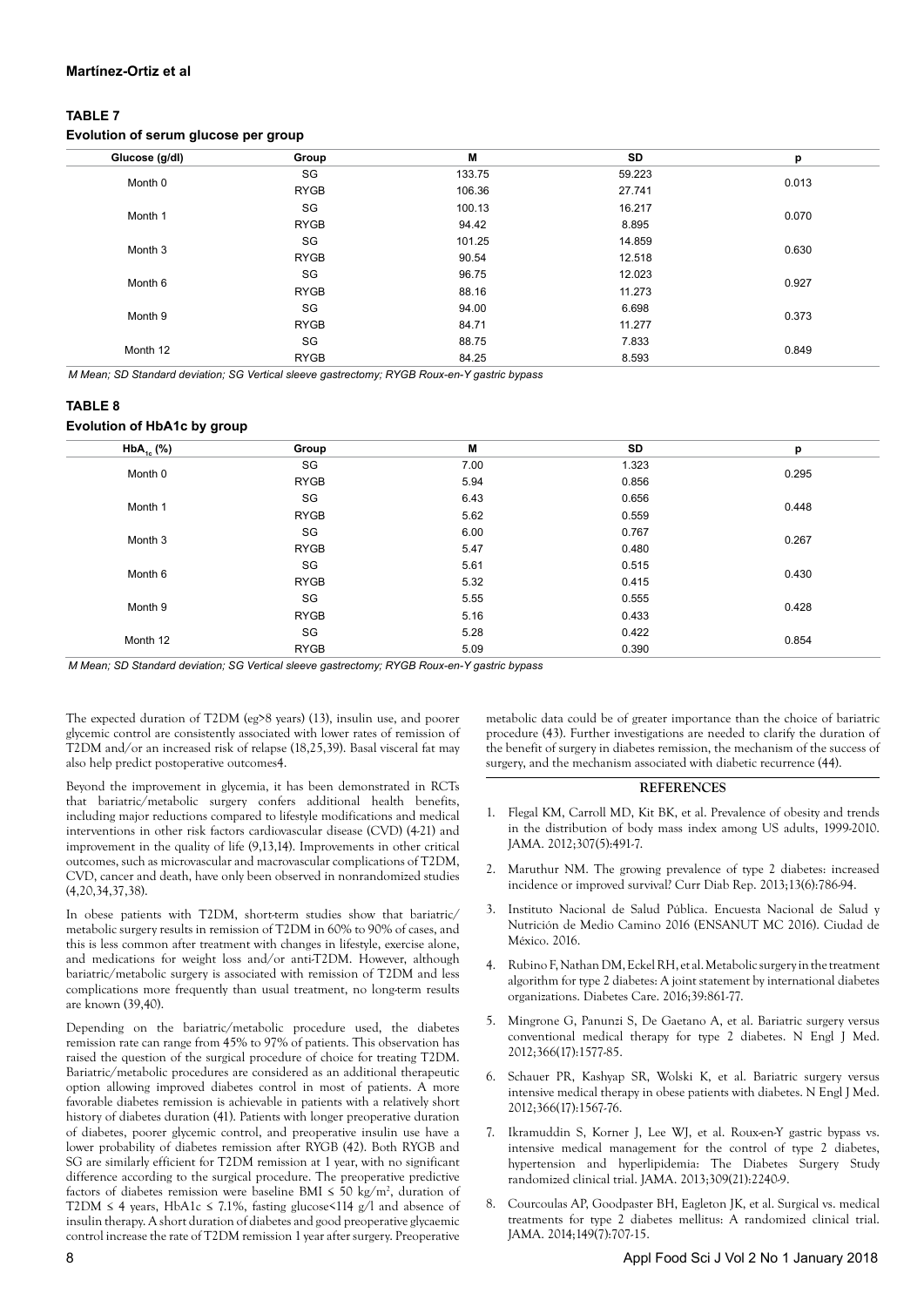**TABLE 7**

**Evolution of serum glucose per group**

| Glucose (g/dl) | Group | M | SD | p |
|---|---|---|---|---|
| Month 0 | SG | 133.75 | 59.223 | 0.013 |
| | RYGB | 106.36 | 27.741 | |
| Month 1 | SG | 100.13 | 16.217 | 0.070 |
| | RYGB | 94.42 | 8.895 | |
| Month 3 | SG | 101.25 | 14.859 | 0.630 |
| | RYGB | 90.54 | 12.518 | |
| Month 6 | SG | 96.75 | 12.023 | 0.927 |
| | RYGB | 88.16 | 11.273 | |
| Month 9 | SG | 94.00 | 6.698 | 0.373 |
| | RYGB | 84.71 | 11.277 | |
| Month 12 | SG | 88.75 | 7.833 | 0.849 |
| | RYGB | 84.25 | 8.593 | |

*M Mean; SD Standard deviation; SG Vertical sleeve gastrectomy; RYGB Roux-en-Y gastric bypass*

**TABLE 8**

**Evolution of HbA1c by group**

| $HbA_{1c}$ (%) | Group | M | SD | p |
|---|---|---|---|---|
| Month 0 | SG | 7.00 | 1.323 | 0.295 |
| | RYGB | 5.94 | 0.856 | |
| Month 1 | SG | 6.43 | 0.656 | 0.448 |
| | RYGB | 5.62 | 0.559 | |
| Month 3 | SG | 6.00 | 0.767 | 0.267 |
| | RYGB | 5.47 | 0.480 | |
| Month 6 | SG | 5.61 | 0.515 | 0.430 |
| | RYGB | 5.32 | 0.415 | |
| Month 9 | SG | 5.55 | 0.555 | 0.428 |
| | RYGB | 5.16 | 0.433 | |
| Month 12 | SG | 5.28 | 0.422 | 0.854 |
| | RYGB | 5.09 | 0.390 | |

*M Mean; SD Standard deviation; SG Vertical sleeve gastrectomy; RYGB Roux-en-Y gastric bypass*

The expected duration of T2DM (eg>8 years) (13), insulin use, and poorer glycemic control are consistently associated with lower rates of remission of T2DM and/or an increased risk of relapse (18,25,39). Basal visceral fat may also help predict postoperative outcomes4.

Beyond the improvement in glycemia, it has been demonstrated in RCTs that bariatric/metabolic surgery confers additional health benefits, including major reductions compared to lifestyle modifications and medical interventions in other risk factors cardiovascular disease (CVD) (4-21) and improvement in the quality of life (9,13,14). Improvements in other critical outcomes, such as microvascular and macrovascular complications of T2DM, CVD, cancer and death, have only been observed in nonrandomized studies (4,20,34,37,38).

In obese patients with T2DM, short-term studies show that bariatric/metabolic surgery results in remission of T2DM in 60% to 90% of cases, and this is less common after treatment with changes in lifestyle, exercise alone, and medications for weight loss and/or anti-T2DM. However, although bariatric/metabolic surgery is associated with remission of T2DM and less complications more frequently than usual treatment, no long-term results are known (39,40).

Depending on the bariatric/metabolic procedure used, the diabetes remission rate can range from 45% to 97% of patients. This observation has raised the question of the surgical procedure of choice for treating T2DM. Bariatric/metabolic procedures are considered as an additional therapeutic option allowing improved diabetes control in most of patients. A more favorable diabetes remission is achievable in patients with a relatively short history of diabetes duration (41). Patients with longer preoperative duration of diabetes, poorer glycemic control, and preoperative insulin use have a lower probability of diabetes remission after RYGB (42). Both RYGB and SG are similarly efficient for T2DM remission at 1 year, with no significant difference according to the surgical procedure. The preoperative predictive factors of diabetes remission were baseline BMI ≤ 50 kg/m$^2$, duration of T2DM ≤ 4 years, HbA1c ≤ 7.1%, fasting glucose<114 g/l and absence of insulin therapy. A short duration of diabetes and good preoperative glycaemic control increase the rate of T2DM remission 1 year after surgery. Preoperative metabolic data could be of greater importance than the choice of bariatric procedure (43). Further investigations are needed to clarify the duration of the benefit of surgery in diabetes remission, the mechanism of the success of surgery, and the mechanism associated with diabetic recurrence (44).

## REFERENCES

1. Flegal KM, Carroll MD, Kit BK, et al. Prevalence of obesity and trends in the distribution of body mass index among US adults, 1999-2010. JAMA. 2012;307(5):491-7.
2. Maruthur NM. The growing prevalence of type 2 diabetes: increased incidence or improved survival? Curr Diab Rep. 2013;13(6):786-94.
3. Instituto Nacional de Salud Pública. Encuesta Nacional de Salud y Nutrición de Medio Camino 2016 (ENSANUT MC 2016). Ciudad de México. 2016.
4. Rubino F, Nathan DM, Eckel RH, et al. Metabolic surgery in the treatment algorithm for type 2 diabetes: A joint statement by international diabetes organizations. Diabetes Care. 2016;39:861-77.
5. Mingrone G, Panunzi S, De Gaetano A, et al. Bariatric surgery versus conventional medical therapy for type 2 diabetes. N Engl J Med. 2012;366(17):1577-85.
6. Schauer PR, Kashyap SR, Wolski K, et al. Bariatric surgery versus intensive medical therapy in obese patients with diabetes. N Engl J Med. 2012;366(17):1567-76.
7. Ikramuddin S, Korner J, Lee WJ, et al. Roux-en-Y gastric bypass vs. intensive medical management for the control of type 2 diabetes, hypertension and hyperlipidemia: The Diabetes Surgery Study randomized clinical trial. JAMA. 2013;309(21):2240-9.
8. Courcoulas AP, Goodpaster BH, Eagleton JK, et al. Surgical vs. medical treatments for type 2 diabetes mellitus: A randomized clinical trial. JAMA. 2014;149(7):707-15.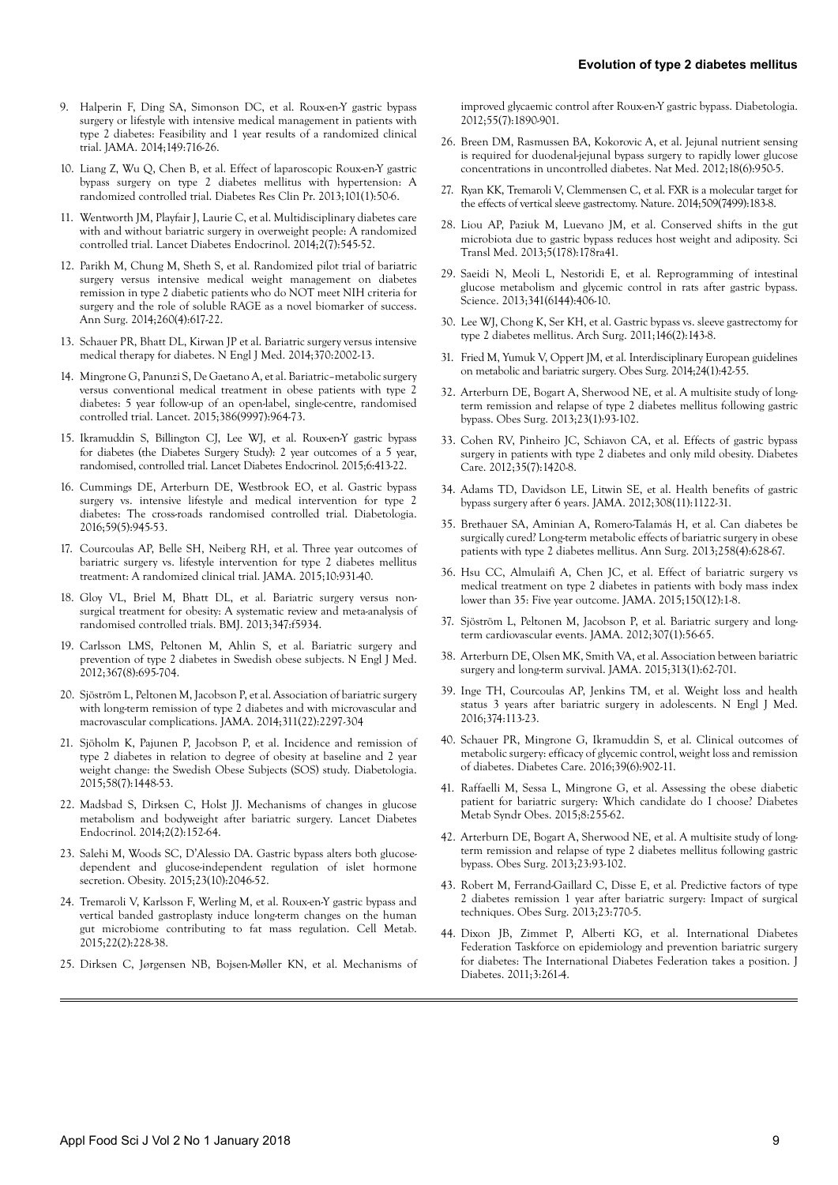9. Halperin F, Ding SA, Simonson DC, et al. Roux-en-Y gastric bypass surgery or lifestyle with intensive medical management in patients with type 2 diabetes: Feasibility and 1 year results of a randomized clinical trial. JAMA. 2014;149:716-26.

10. Liang Z, Wu Q, Chen B, et al. Effect of laparoscopic Roux-en-Y gastric bypass surgery on type 2 diabetes mellitus with hypertension: A randomized controlled trial. Diabetes Res Clin Pr. 2013;101(1):50-6.

11. Wentworth JM, Playfair J, Laurie C, et al. Multidisciplinary diabetes care with and without bariatric surgery in overweight people: A randomized controlled trial. Lancet Diabetes Endocrinol. 2014;2(7):545-52.

12. Parikh M, Chung M, Sheth S, et al. Randomized pilot trial of bariatric surgery versus intensive medical weight management on diabetes remission in type 2 diabetic patients who do NOT meet NIH criteria for surgery and the role of soluble RAGE as a novel biomarker of success. Ann Surg. 2014;260(4):617-22.

13. Schauer PR, Bhatt DL, Kirwan JP et al. Bariatric surgery versus intensive medical therapy for diabetes. N Engl J Med. 2014;370:2002-13.

14. Mingrone G, Panunzi S, De Gaetano A, et al. Bariatric–metabolic surgery versus conventional medical treatment in obese patients with type 2 diabetes: 5 year follow-up of an open-label, single-centre, randomised controlled trial. Lancet. 2015;386(9997):964-73.

15. Ikramuddin S, Billington CJ, Lee WJ, et al. Roux-en-Y gastric bypass for diabetes (the Diabetes Surgery Study): 2 year outcomes of a 5 year, randomised, controlled trial. Lancet Diabetes Endocrinol. 2015;6:413-22.

16. Cummings DE, Arterburn DE, Westbrook EO, et al. Gastric bypass surgery vs. intensive lifestyle and medical intervention for type 2 diabetes: The cross-roads randomised controlled trial. Diabetologia. 2016;59(5):945-53.

17. Courcoulas AP, Belle SH, Neiberg RH, et al. Three year outcomes of bariatric surgery vs. lifestyle intervention for type 2 diabetes mellitus treatment: A randomized clinical trial. JAMA. 2015;10:931-40.

18. Gloy VL, Briel M, Bhatt DL, et al. Bariatric surgery versus non-surgical treatment for obesity: A systematic review and meta-analysis of randomised controlled trials. BMJ. 2013;347:f5934.

19. Carlsson LMS, Peltonen M, Ahlin S, et al. Bariatric surgery and prevention of type 2 diabetes in Swedish obese subjects. N Engl J Med. 2012;367(8):695-704.

20. Sjöström L, Peltonen M, Jacobson P, et al. Association of bariatric surgery with long-term remission of type 2 diabetes and with microvascular and macrovascular complications. JAMA. 2014;311(22):2297-304

21. Sjöholm K, Pajunen P, Jacobson P, et al. Incidence and remission of type 2 diabetes in relation to degree of obesity at baseline and 2 year weight change: the Swedish Obese Subjects (SOS) study. Diabetologia. 2015;58(7):1448-53.

22. Madsbad S, Dirksen C, Holst JJ. Mechanisms of changes in glucose metabolism and bodyweight after bariatric surgery. Lancet Diabetes Endocrinol. 2014;2(2):152-64.

23. Salehi M, Woods SC, D'Alessio DA. Gastric bypass alters both glucose-dependent and glucose-independent regulation of islet hormone secretion. Obesity. 2015;23(10):2046-52.

24. Tremaroli V, Karlsson F, Werling M, et al. Roux-en-Y gastric bypass and vertical banded gastroplasty induce long-term changes on the human gut microbiome contributing to fat mass regulation. Cell Metab. 2015;22(2):228-38.

25. Dirksen C, Jørgensen NB, Bojsen-Møller KN, et al. Mechanisms of improved glycaemic control after Roux-en-Y gastric bypass. Diabetologia. 2012;55(7):1890-901.

26. Breen DM, Rasmussen BA, Kokorovic A, et al. Jejunal nutrient sensing is required for duodenal-jejunal bypass surgery to rapidly lower glucose concentrations in uncontrolled diabetes. Nat Med. 2012;18(6):950-5.

27. Ryan KK, Tremaroli V, Clemmensen C, et al. FXR is a molecular target for the effects of vertical sleeve gastrectomy. Nature. 2014;509(7499):183-8.

28. Liou AP, Paziuk M, Luevano JM, et al. Conserved shifts in the gut microbiota due to gastric bypass reduces host weight and adiposity. Sci Transl Med. 2013;5(178):178ra41.

29. Saeidi N, Meoli L, Nestoridi E, et al. Reprogramming of intestinal glucose metabolism and glycemic control in rats after gastric bypass. Science. 2013;341(6144):406-10.

30. Lee WJ, Chong K, Ser KH, et al. Gastric bypass vs. sleeve gastrectomy for type 2 diabetes mellitus. Arch Surg. 2011;146(2):143-8.

31. Fried M, Yumuk V, Oppert JM, et al. Interdisciplinary European guidelines on metabolic and bariatric surgery. Obes Surg. 2014;24(1):42-55.

32. Arterburn DE, Bogart A, Sherwood NE, et al. A multisite study of long-term remission and relapse of type 2 diabetes mellitus following gastric bypass. Obes Surg. 2013;23(1):93-102.

33. Cohen RV, Pinheiro JC, Schiavon CA, et al. Effects of gastric bypass surgery in patients with type 2 diabetes and only mild obesity. Diabetes Care. 2012;35(7):1420-8.

34. Adams TD, Davidson LE, Litwin SE, et al. Health benefits of gastric bypass surgery after 6 years. JAMA. 2012;308(11):1122-31.

35. Brethauer SA, Aminian A, Romero-Talamás H, et al. Can diabetes be surgically cured? Long-term metabolic effects of bariatric surgery in obese patients with type 2 diabetes mellitus. Ann Surg. 2013;258(4):628-67.

36. Hsu CC, Almulaifi A, Chen JC, et al. Effect of bariatric surgery vs medical treatment on type 2 diabetes in patients with body mass index lower than 35: Five year outcome. JAMA. 2015;150(12):1-8.

37. Sjöström L, Peltonen M, Jacobson P, et al. Bariatric surgery and long-term cardiovascular events. JAMA. 2012;307(1):56-65.

38. Arterburn DE, Olsen MK, Smith VA, et al. Association between bariatric surgery and long-term survival. JAMA. 2015;313(1):62-701.

39. Inge TH, Courcoulas AP, Jenkins TM, et al. Weight loss and health status 3 years after bariatric surgery in adolescents. N Engl J Med. 2016;374:113-23.

40. Schauer PR, Mingrone G, Ikramuddin S, et al. Clinical outcomes of metabolic surgery: efficacy of glycemic control, weight loss and remission of diabetes. Diabetes Care. 2016;39(6):902-11.

41. Raffaelli M, Sessa L, Mingrone G, et al. Assessing the obese diabetic patient for bariatric surgery: Which candidate do I choose? Diabetes Metab Syndr Obes. 2015;8:255-62.

42. Arterburn DE, Bogart A, Sherwood NE, et al. A multisite study of long-term remission and relapse of type 2 diabetes mellitus following gastric bypass. Obes Surg. 2013;23:93-102.

43. Robert M, Ferrand-Gaillard C, Disse E, et al. Predictive factors of type 2 diabetes remission 1 year after bariatric surgery: Impact of surgical techniques. Obes Surg. 2013;23:770-5.

44. Dixon JB, Zimmet P, Alberti KG, et al. International Diabetes Federation Taskforce on epidemiology and prevention bariatric surgery for diabetes: The International Diabetes Federation takes a position. J Diabetes. 2011;3:261-4.